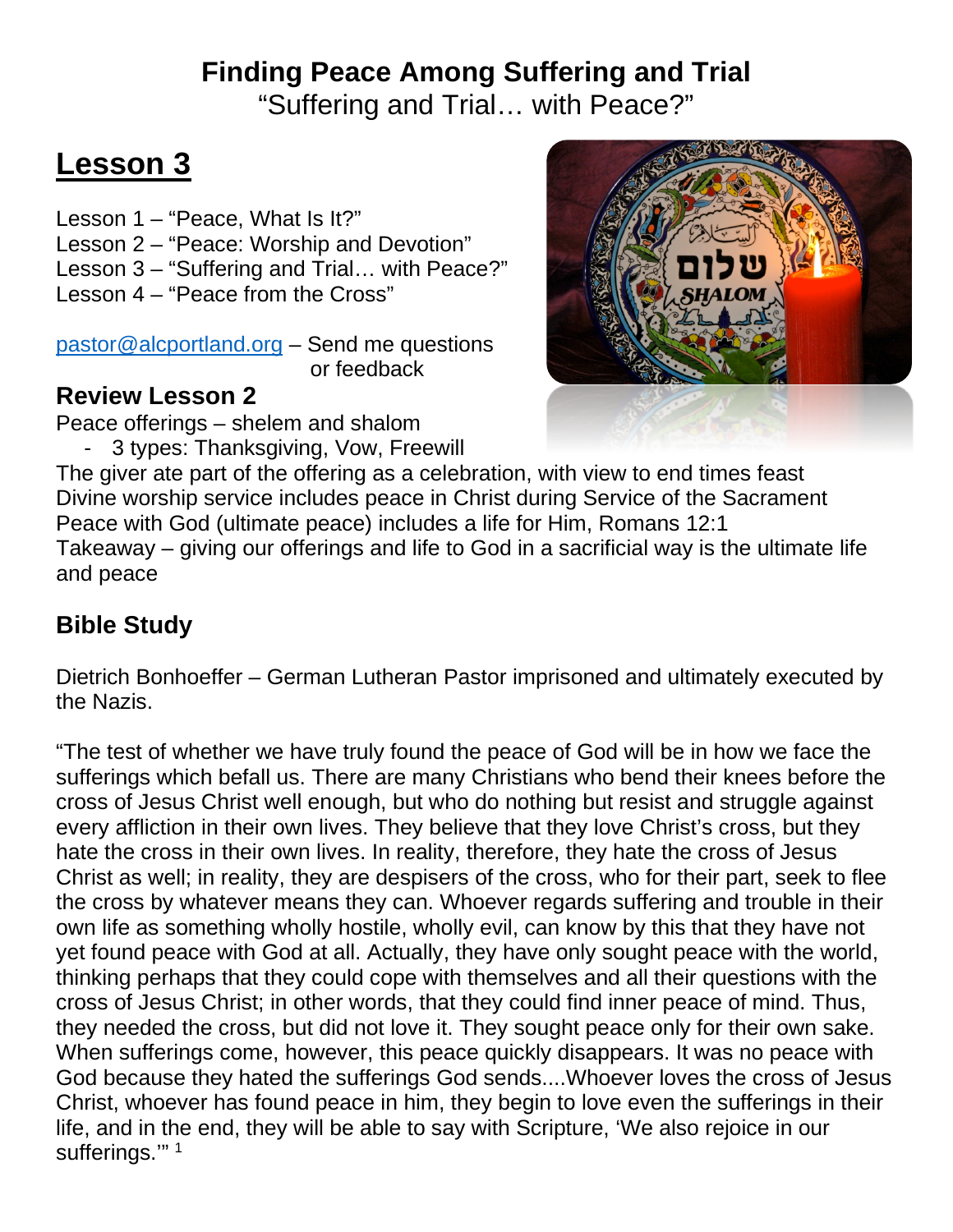# Finding Peace Among Suffering and Trial

"Suffering and Trial… with Peace?"

## Lesson 3

Lesson 1 – "Peace, What Is It?"
Lesson 2 – "Peace: Worship and Devotion"
Lesson 3 – "Suffering and Trial… with Peace?"
Lesson 4 – "Peace from the Cross"

pastor@alcportland.org – Send me questions or feedback

### Review Lesson 2

Peace offerings – shelem and shalom

- 3 types: Thanksgiving, Vow, Freewill

The giver ate part of the offering as a celebration, with view to end times feast
Divine worship service includes peace in Christ during Service of the Sacrament
Peace with God (ultimate peace) includes a life for Him, Romans 12:1
Takeaway – giving our offerings and life to God in a sacrificial way is the ultimate life and peace

### Bible Study

Dietrich Bonhoeffer – German Lutheran Pastor imprisoned and ultimately executed by the Nazis.

"The test of whether we have truly found the peace of God will be in how we face the sufferings which befall us. There are many Christians who bend their knees before the cross of Jesus Christ well enough, but who do nothing but resist and struggle against every affliction in their own lives. They believe that they love Christ's cross, but they hate the cross in their own lives. In reality, therefore, they hate the cross of Jesus Christ as well; in reality, they are despisers of the cross, who for their part, seek to flee the cross by whatever means they can. Whoever regards suffering and trouble in their own life as something wholly hostile, wholly evil, can know by this that they have not yet found peace with God at all. Actually, they have only sought peace with the world, thinking perhaps that they could cope with themselves and all their questions with the cross of Jesus Christ; in other words, that they could find inner peace of mind. Thus, they needed the cross, but did not love it. They sought peace only for their own sake. When sufferings come, however, this peace quickly disappears. It was no peace with God because they hated the sufferings God sends....Whoever loves the cross of Jesus Christ, whoever has found peace in him, they begin to love even the sufferings in their life, and in the end, they will be able to say with Scripture, 'We also rejoice in our sufferings.'" [1]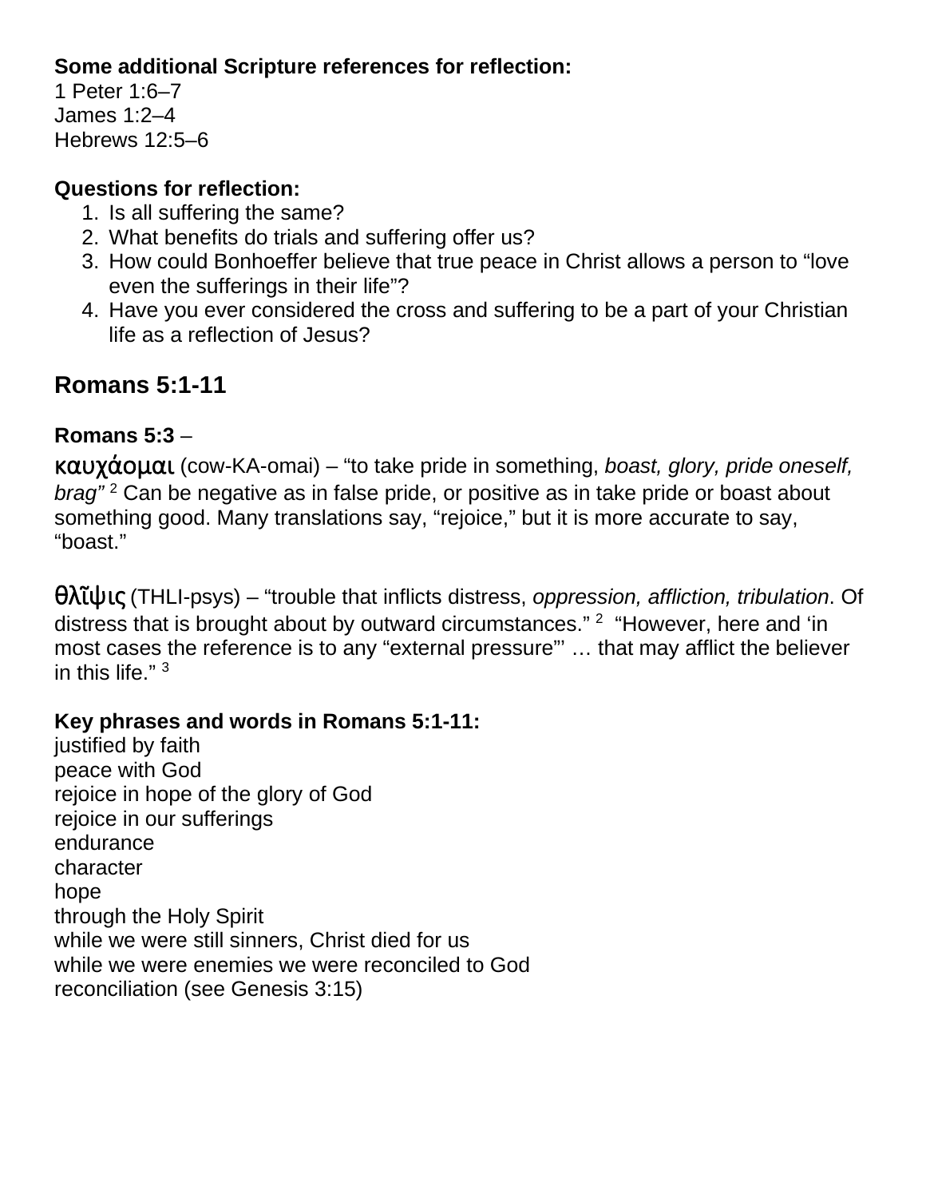**Some additional Scripture references for reflection:**
1 Peter 1:6–7
James 1:2–4
Hebrews 12:5–6

**Questions for reflection:**

1. Is all suffering the same?
2. What benefits do trials and suffering offer us?
3. How could Bonhoeffer believe that true peace in Christ allows a person to “love even the sufferings in their life”?
4. Have you ever considered the cross and suffering to be a part of your Christian life as a reflection of Jesus?

## Romans 5:1-11

**Romans 5:3** –

καυχάομαι (cow-KA-omai) – “to take pride in something, *boast, glory, pride oneself, brag”* [2] Can be negative as in false pride, or positive as in take pride or boast about something good. Many translations say, “rejoice,” but it is more accurate to say, “boast.”

θλῖψις (THLI-psys) – “trouble that inflicts distress, *oppression, affliction, tribulation*. Of distress that is brought about by outward circumstances.” [2] “However, here and ‘in most cases the reference is to any “external pressure”’ … that may afflict the believer in this life.” [3]

**Key phrases and words in Romans 5:1-11:**
justified by faith
peace with God
rejoice in hope of the glory of God
rejoice in our sufferings
endurance
character
hope
through the Holy Spirit
while we were still sinners, Christ died for us
while we were enemies we were reconciled to God
reconciliation (see Genesis 3:15)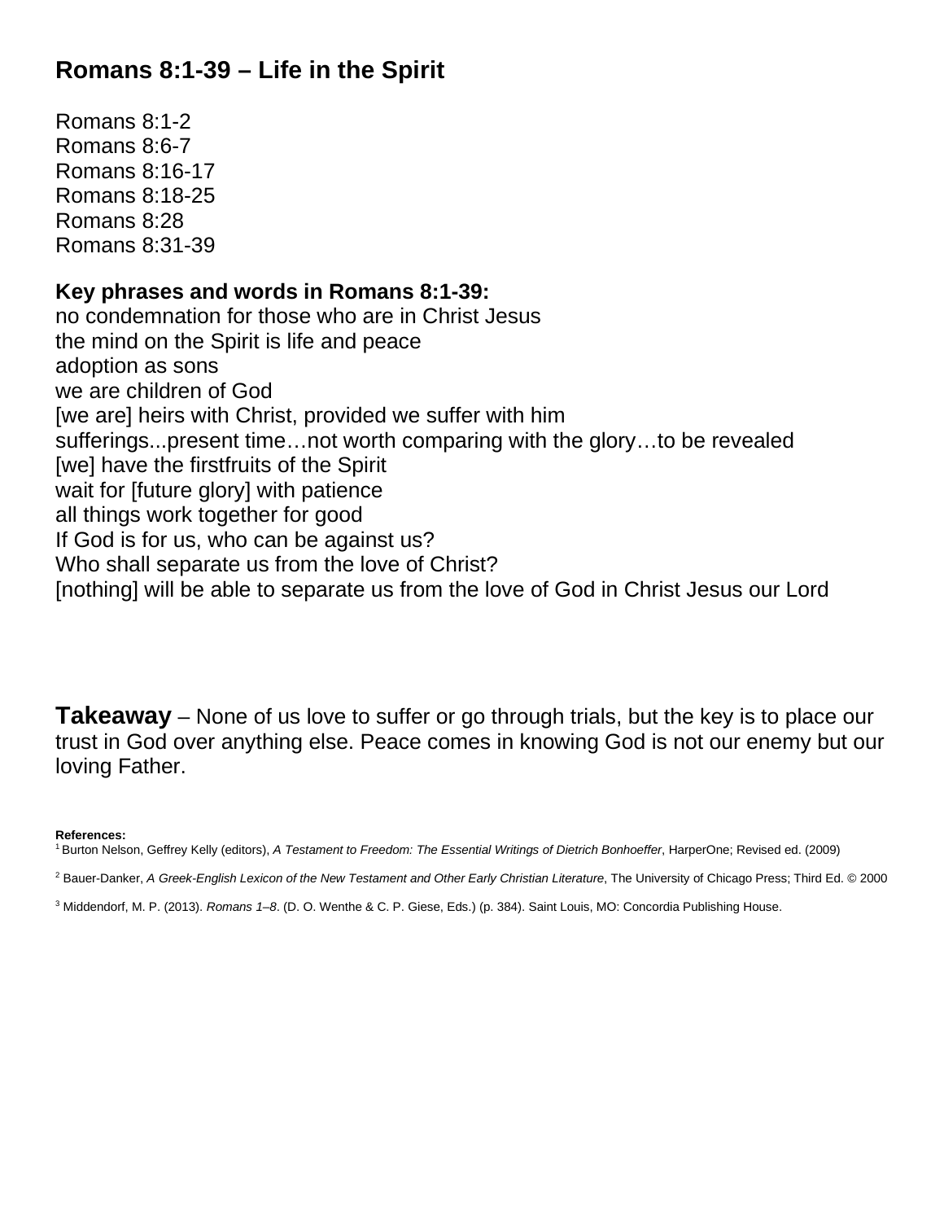## Romans 8:1-39 – Life in the Spirit

Romans 8:1-2
Romans 8:6-7
Romans 8:16-17
Romans 8:18-25
Romans 8:28
Romans 8:31-39

**Key phrases and words in Romans 8:1-39:**
no condemnation for those who are in Christ Jesus
the mind on the Spirit is life and peace
adoption as sons
we are children of God
[we are] heirs with Christ, provided we suffer with him
sufferings...present time…not worth comparing with the glory…to be revealed
[we] have the firstfruits of the Spirit
wait for [future glory] with patience
all things work together for good
If God is for us, who can be against us?
Who shall separate us from the love of Christ?
[nothing] will be able to separate us from the love of God in Christ Jesus our Lord

**Takeaway** – None of us love to suffer or go through trials, but the key is to place our trust in God over anything else. Peace comes in knowing God is not our enemy but our loving Father.

**References:**

[1] Burton Nelson, Geffrey Kelly (editors), *A Testament to Freedom: The Essential Writings of Dietrich Bonhoeffer*, HarperOne; Revised ed. (2009)

[2] Bauer-Danker, *A Greek-English Lexicon of the New Testament and Other Early Christian Literature*, The University of Chicago Press; Third Ed. © 2000

[3] Middendorf, M. P. (2013). *Romans 1–8*. (D. O. Wenthe & C. P. Giese, Eds.) (p. 384). Saint Louis, MO: Concordia Publishing House.